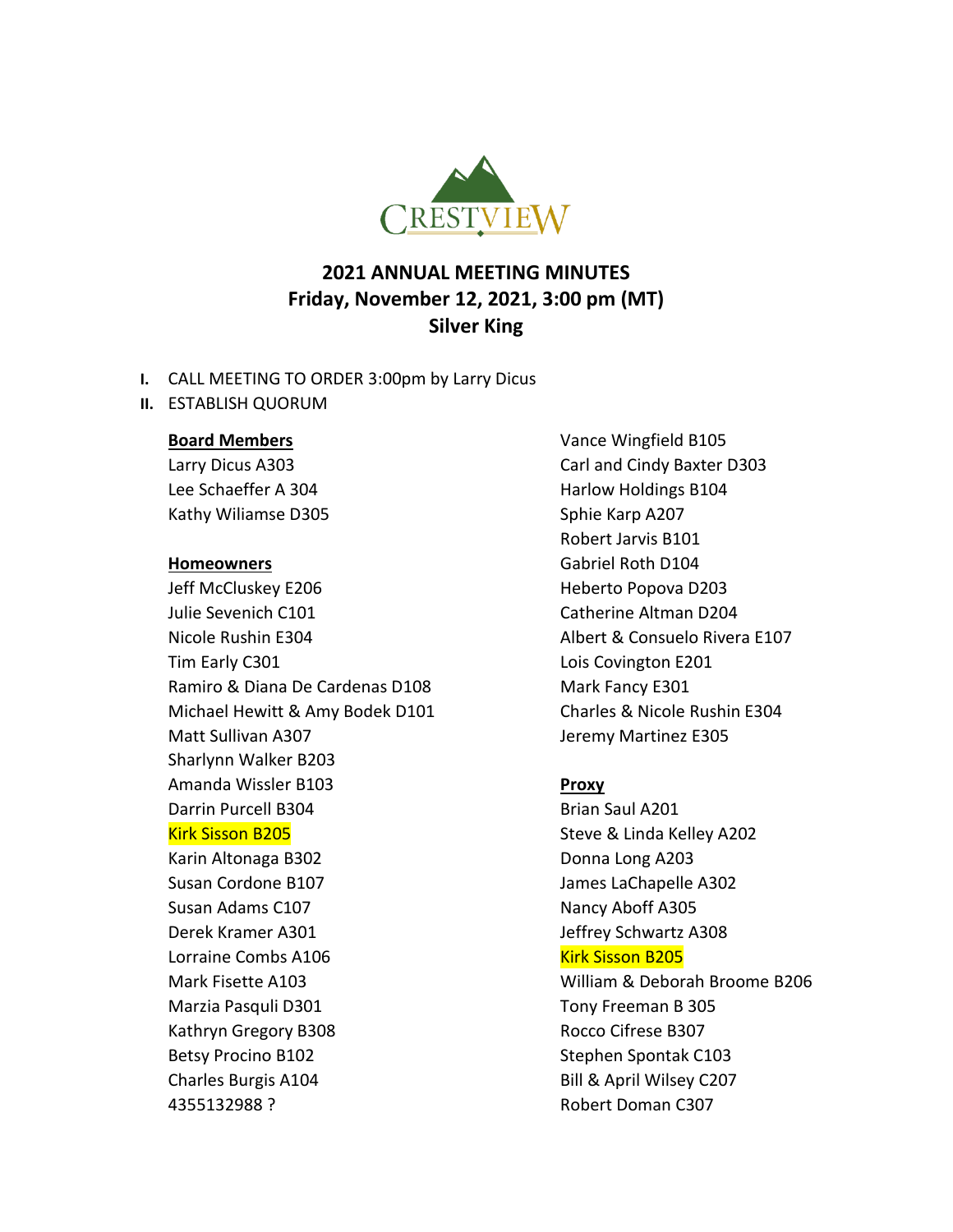CRESTVIEW

# 2021 ANNUAL MEETING MINUTES
## Friday, November 12, 2021, 3:00 pm (MT)
## Silver King

I. CALL MEETING TO ORDER 3:00pm by Larry Dicus

II. ESTABLISH QUORUM

**Board Members**

Larry Dicus A303
Lee Schaeffer A 304
Kathy Wiliamse D305

**Homeowners**

Jeff McCluskey E206
Julie Sevenich C101
Nicole Rushin E304
Tim Early C301
Ramiro & Diana De Cardenas D108
Michael Hewitt & Amy Bodek D101
Matt Sullivan A307
Sharlynn Walker B203
Amanda Wissler B103
Darrin Purcell B304
Kirk Sisson B205
Karin Altonaga B302
Susan Cordone B107
Susan Adams C107
Derek Kramer A301
Lorraine Combs A106
Mark Fisette A103
Marzia Pasquli D301
Kathryn Gregory B308
Betsy Procino B102
Charles Burgis A104
4355132988 ?
Vance Wingfield B105
Carl and Cindy Baxter D303
Harlow Holdings B104
Sphie Karp A207
Robert Jarvis B101
Gabriel Roth D104
Heberto Popova D203
Catherine Altman D204
Albert & Consuelo Rivera E107
Lois Covington E201
Mark Fancy E301
Charles & Nicole Rushin E304
Jeremy Martinez E305

**Proxy**

Brian Saul A201
Steve & Linda Kelley A202
Donna Long A203
James LaChapelle A302
Nancy Aboff A305
Jeffrey Schwartz A308
Kirk Sisson B205
William & Deborah Broome B206
Tony Freeman B 305
Rocco Cifrese B307
Stephen Spontak C103
Bill & April Wilsey C207
Robert Doman C307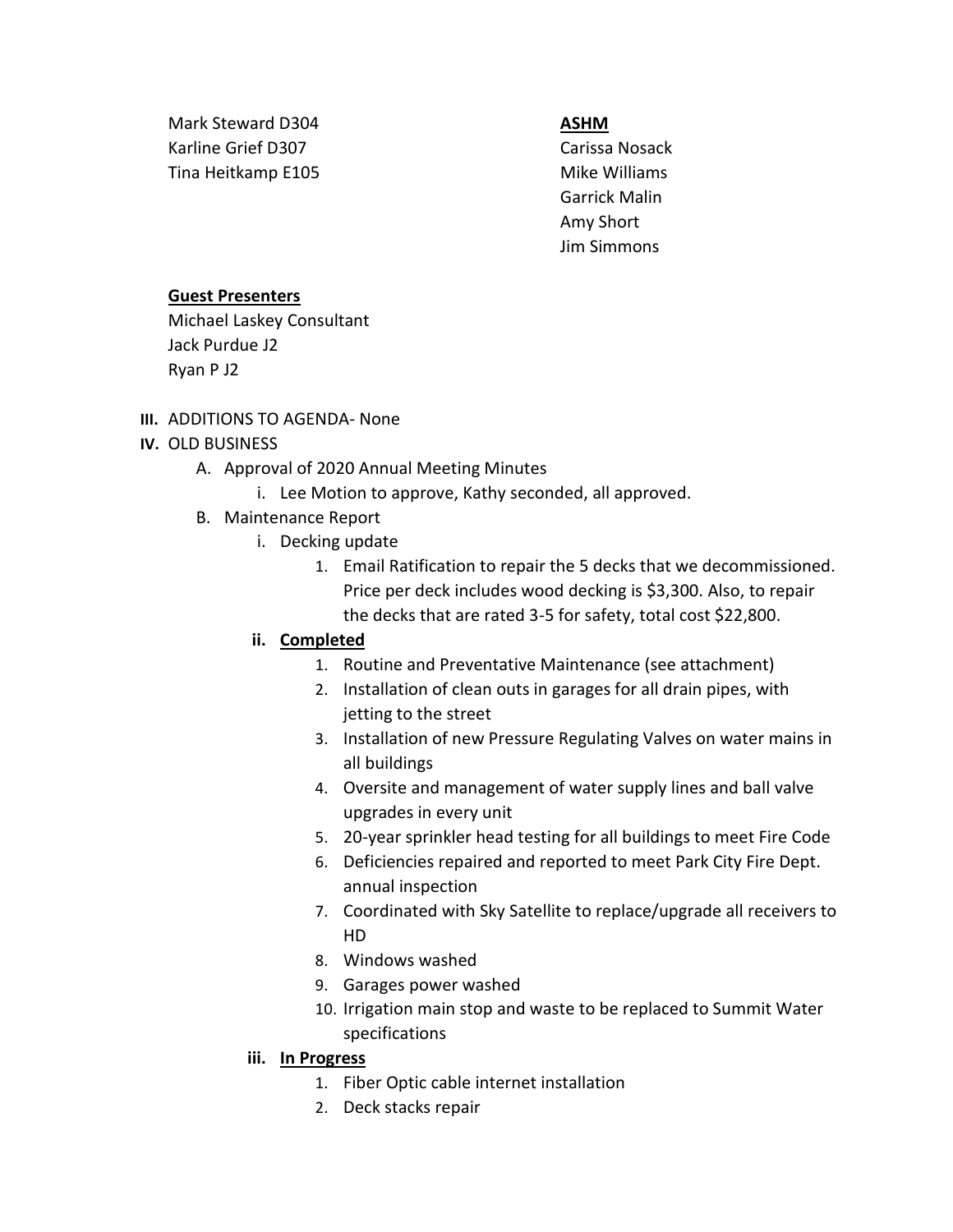Mark Steward D304
Karline Grief D307
Tina Heitkamp E105

**ASHM**
Carissa Nosack
Mike Williams
Garrick Malin
Amy Short
Jim Simmons

**Guest Presenters**
Michael Laskey Consultant
Jack Purdue J2
Ryan P J2

**III.** ADDITIONS TO AGENDA- None

**IV.** OLD BUSINESS

A. Approval of 2020 Annual Meeting Minutes
   i. Lee Motion to approve, Kathy seconded, all approved.

B. Maintenance Report
   i. Decking update
      1. Email Ratification to repair the 5 decks that we decommissioned. Price per deck includes wood decking is $3,300. Also, to repair the decks that are rated 3-5 for safety, total cost $22,800.

   **ii. Completed**
      1. Routine and Preventative Maintenance (see attachment)
      2. Installation of clean outs in garages for all drain pipes, with jetting to the street
      3. Installation of new Pressure Regulating Valves on water mains in all buildings
      4. Oversite and management of water supply lines and ball valve upgrades in every unit
      5. 20-year sprinkler head testing for all buildings to meet Fire Code
      6. Deficiencies repaired and reported to meet Park City Fire Dept. annual inspection
      7. Coordinated with Sky Satellite to replace/upgrade all receivers to HD
      8. Windows washed
      9. Garages power washed
      10. Irrigation main stop and waste to be replaced to Summit Water specifications

   **iii. In Progress**
      1. Fiber Optic cable internet installation
      2. Deck stacks repair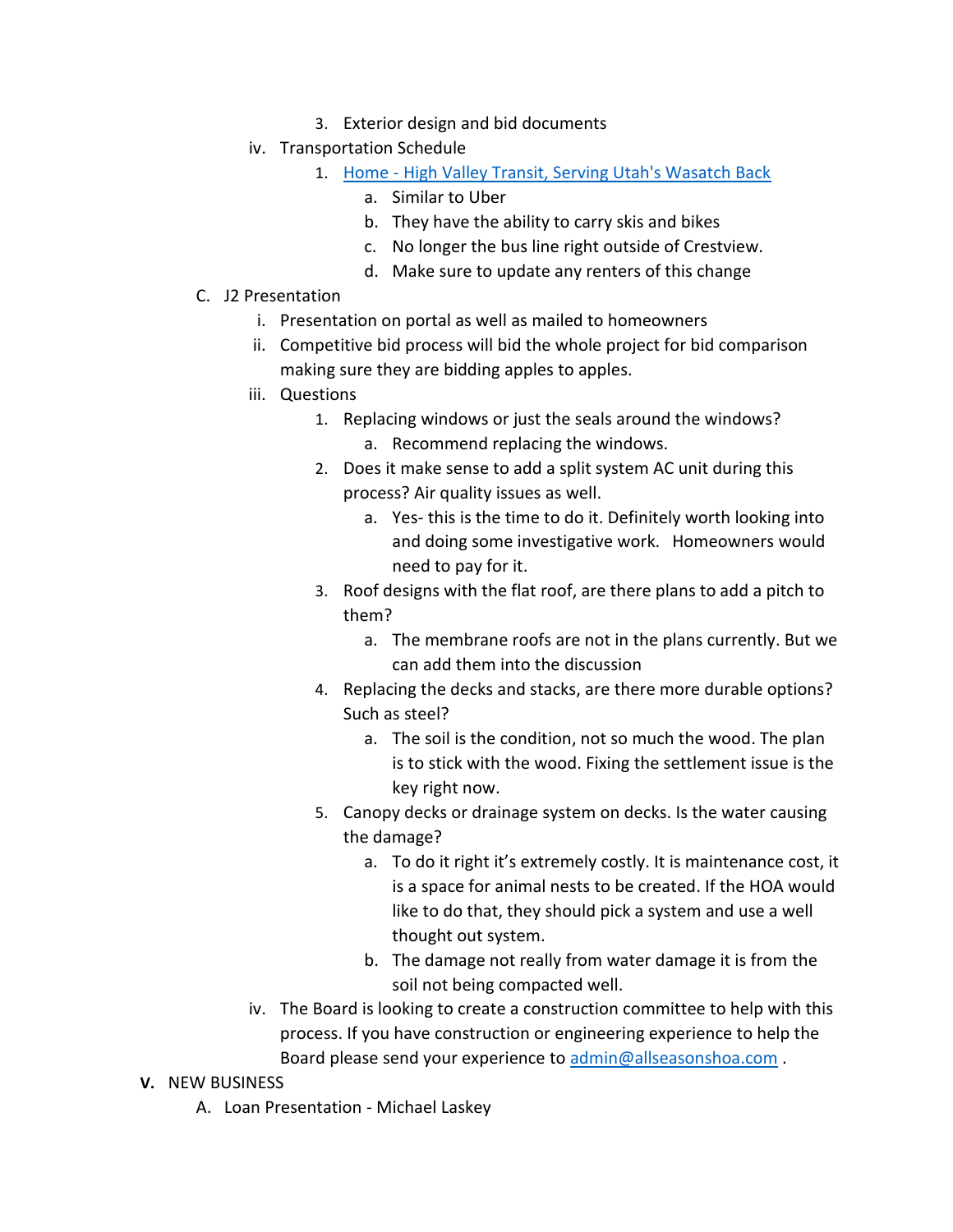3. Exterior design and bid documents

   iv. Transportation Schedule

         1. [Home - High Valley Transit, Serving Utah's Wasatch Back]()
            a. Similar to Uber
            b. They have the ability to carry skis and bikes
            c. No longer the bus line right outside of Crestview.
            d. Make sure to update any renters of this change

C. J2 Presentation

   i. Presentation on portal as well as mailed to homeowners

   ii. Competitive bid process will bid the whole project for bid comparison making sure they are bidding apples to apples.

   iii. Questions

         1. Replacing windows or just the seals around the windows?
            a. Recommend replacing the windows.
         2. Does it make sense to add a split system AC unit during this process? Air quality issues as well.
            a. Yes- this is the time to do it. Definitely worth looking into and doing some investigative work. Homeowners would need to pay for it.
         3. Roof designs with the flat roof, are there plans to add a pitch to them?
            a. The membrane roofs are not in the plans currently. But we can add them into the discussion
         4. Replacing the decks and stacks, are there more durable options? Such as steel?
            a. The soil is the condition, not so much the wood. The plan is to stick with the wood. Fixing the settlement issue is the key right now.
         5. Canopy decks or drainage system on decks. Is the water causing the damage?
            a. To do it right it's extremely costly. It is maintenance cost, it is a space for animal nests to be created. If the HOA would like to do that, they should pick a system and use a well thought out system.
            b. The damage not really from water damage it is from the soil not being compacted well.

   iv. The Board is looking to create a construction committee to help with this process. If you have construction or engineering experience to help the Board please send your experience to [admin@allseasonshoa.com](mailto:admin@allseasonshoa.com) .

**V.** NEW BUSINESS

A. Loan Presentation - Michael Laskey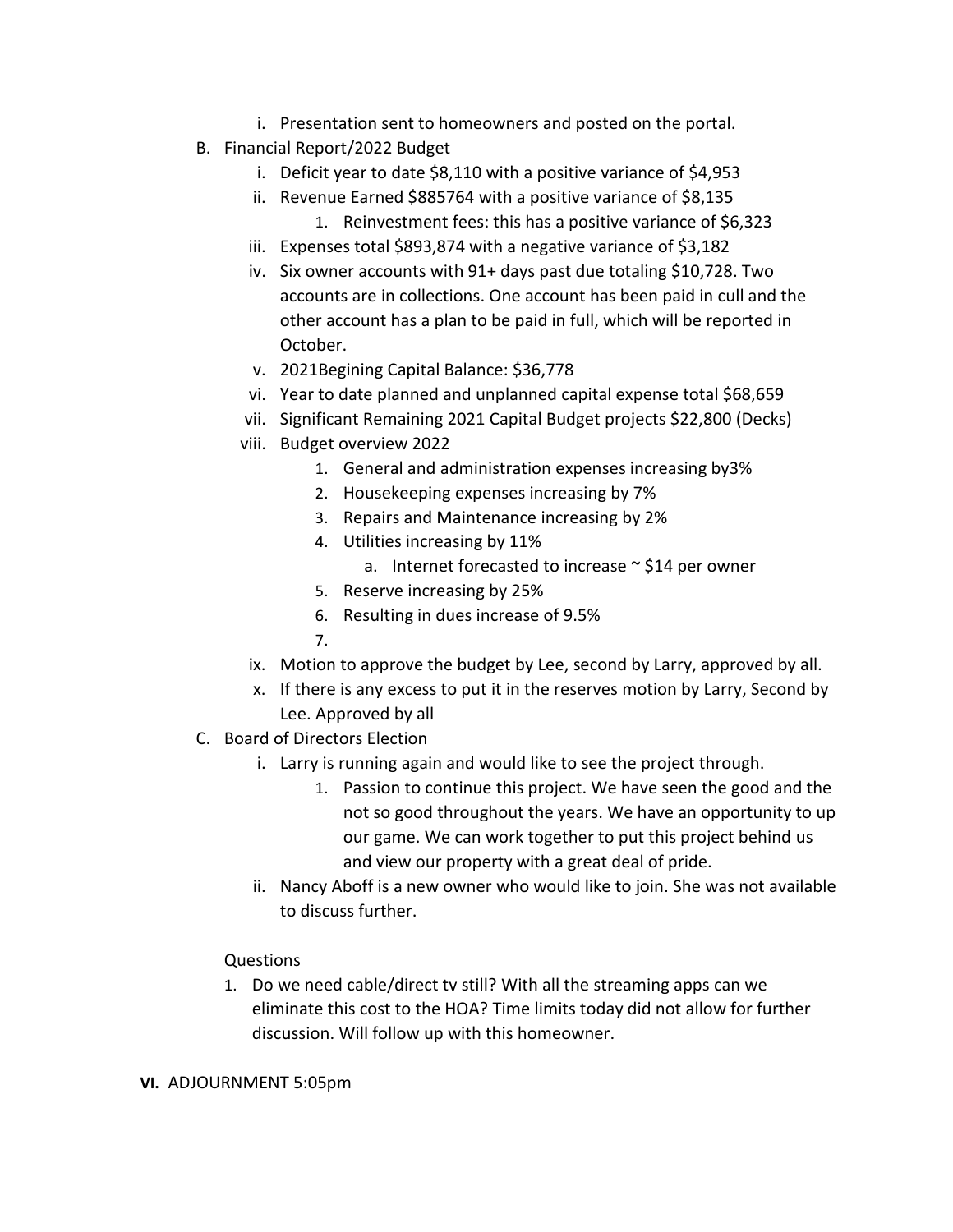i. Presentation sent to homeowners and posted on the portal.

B. Financial Report/2022 Budget

  i. Deficit year to date $8,110 with a positive variance of $4,953

  ii. Revenue Earned $885764 with a positive variance of $8,135

    1. Reinvestment fees: this has a positive variance of $6,323

  iii. Expenses total $893,874 with a negative variance of $3,182

  iv. Six owner accounts with 91+ days past due totaling $10,728. Two accounts are in collections. One account has been paid in cull and the other account has a plan to be paid in full, which will be reported in October.

  v. 2021Begining Capital Balance: $36,778

  vi. Year to date planned and unplanned capital expense total $68,659

  vii. Significant Remaining 2021 Capital Budget projects $22,800 (Decks)

  viii. Budget overview 2022

    1. General and administration expenses increasing by3%
    2. Housekeeping expenses increasing by 7%
    3. Repairs and Maintenance increasing by 2%
    4. Utilities increasing by 11%
       a. Internet forecasted to increase ~ $14 per owner
    5. Reserve increasing by 25%
    6. Resulting in dues increase of 9.5%
    7. 

  ix. Motion to approve the budget by Lee, second by Larry, approved by all.

  x. If there is any excess to put it in the reserves motion by Larry, Second by Lee. Approved by all

C. Board of Directors Election

  i. Larry is running again and would like to see the project through.

    1. Passion to continue this project. We have seen the good and the not so good throughout the years. We have an opportunity to up our game. We can work together to put this project behind us and view our property with a great deal of pride.

  ii. Nancy Aboff is a new owner who would like to join. She was not available to discuss further.

Questions

1. Do we need cable/direct tv still? With all the streaming apps can we eliminate this cost to the HOA? Time limits today did not allow for further discussion. Will follow up with this homeowner.

**VI.** ADJOURNMENT 5:05pm